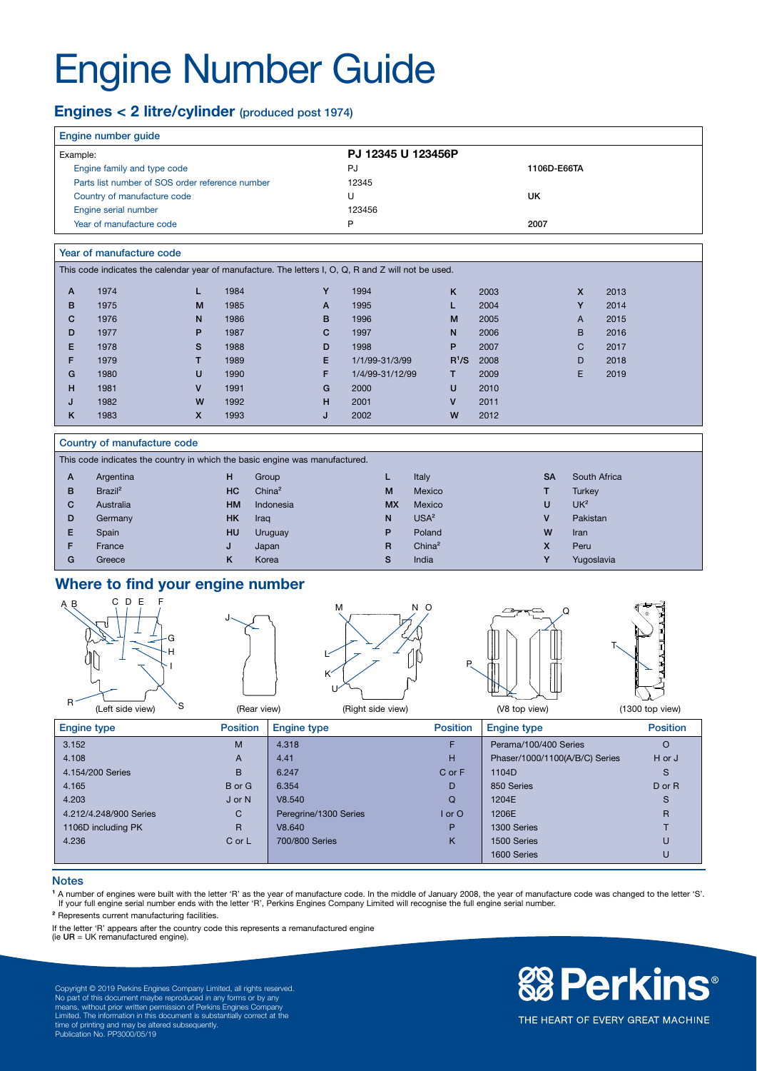# Engine Number Guide

## Engines < 2 litre/cylinder (produced post 1974)

| Engine number guide | | |
|---|---|---|
| Example: | **PJ 12345 U 123456P** | |
| Engine family and type code | PJ | **1106D-E66TA** |
| Parts list number of SOS order reference number | 12345 | |
| Country of manufacture code | U | **UK** |
| Engine serial number | 123456 | |
| Year of manufacture code | P | **2007** |

### Year of manufacture code

This code indicates the calendar year of manufacture. The letters I, O, Q, R and Z will not be used.

| | | | | | | | | | |
|---|---|---|---|---|---|---|---|---|---|
| **A** | 1974 | **L** | 1984 | **Y** | 1994 | **K** | 2003 | **X** | 2013 |
| **B** | 1975 | **M** | 1985 | **A** | 1995 | **L** | 2004 | **Y** | 2014 |
| **C** | 1976 | **N** | 1986 | **B** | 1996 | **M** | 2005 | A | 2015 |
| **D** | 1977 | **P** | 1987 | **C** | 1997 | **N** | 2006 | B | 2016 |
| **E** | 1978 | **S** | 1988 | **D** | 1998 | **P** | 2007 | C | 2017 |
| **F** | 1979 | **T** | 1989 | **E** | 1/1/99-31/3/99 | **R[1]/S** | 2008 | D | 2018 |
| **G** | 1980 | **U** | 1990 | **F** | 1/4/99-31/12/99 | **T** | 2009 | E | 2019 |
| **H** | 1981 | **V** | 1991 | **G** | 2000 | **U** | 2010 | | |
| **J** | 1982 | **W** | 1992 | **H** | 2001 | **V** | 2011 | | |
| **K** | 1983 | **X** | 1993 | **J** | 2002 | **W** | 2012 | | |

### Country of manufacture code

This code indicates the country in which the basic engine was manufactured.

| | | | | | | | |
|---|---|---|---|---|---|---|---|
| **A** | Argentina | **H** | Group | **L** | Italy | **SA** | South Africa |
| **B** | Brazil[2] | **HC** | China[2] | **M** | Mexico | **T** | Turkey |
| **C** | Australia | **HM** | Indonesia | **MX** | Mexico | **U** | UK[2] |
| **D** | Germany | **HK** | Iraq | **N** | USA[2] | **V** | Pakistan |
| **E** | Spain | **HU** | Uruguay | **P** | Poland | **W** | Iran |
| **F** | France | **J** | Japan | **R** | China[2] | **X** | Peru |
| **G** | Greece | **K** | Korea | **S** | India | **Y** | Yugoslavia |

## Where to find your engine number

(Left side view) (Rear view) (Right side view) (V8 top view) (1300 top view)

| Engine type | Position | Engine type | Position | Engine type | Position |
|---|---|---|---|---|---|
| 3.152 | M | 4.318 | F | Perama/100/400 Series | O |
| 4.108 | A | 4.41 | H | Phaser/1000/1100(A/B/C) Series | H or J |
| 4.154/200 Series | B | 6.247 | C or F | 1104D | S |
| 4.165 | B or G | 6.354 | D | 850 Series | D or R |
| 4.203 | J or N | V8.540 | Q | 1204E | S |
| 4.212/4.248/900 Series | C | Peregrine/1300 Series | I or O | 1206E | R |
| 1106D including PK | R | V8.640 | P | 1300 Series | T |
| 4.236 | C or L | 700/800 Series | K | 1500 Series | U |
| | | | | 1600 Series | U |

### Notes

[1] A number of engines were built with the letter 'R' as the year of manufacture code. In the middle of January 2008, the year of manufacture code was changed to the letter 'S'. If your full engine serial number ends with the letter 'R', Perkins Engines Company Limited will recognise the full engine serial number.

[2] Represents current manufacturing facilities.

If the letter 'R' appears after the country code this represents a remanufactured engine (ie **UR** = UK remanufactured engine).

Copyright © 2019 Perkins Engines Company Limited, all rights reserved. No part of this document maybe reproduced in any forms or by any means, without prior written permission of Perkins Engines Company Limited. The information in this document is substantially correct at the time of printing and may be altered subsequently.
Publication No. PP3000/05/19

**Perkins®**

THE HEART OF EVERY GREAT MACHINE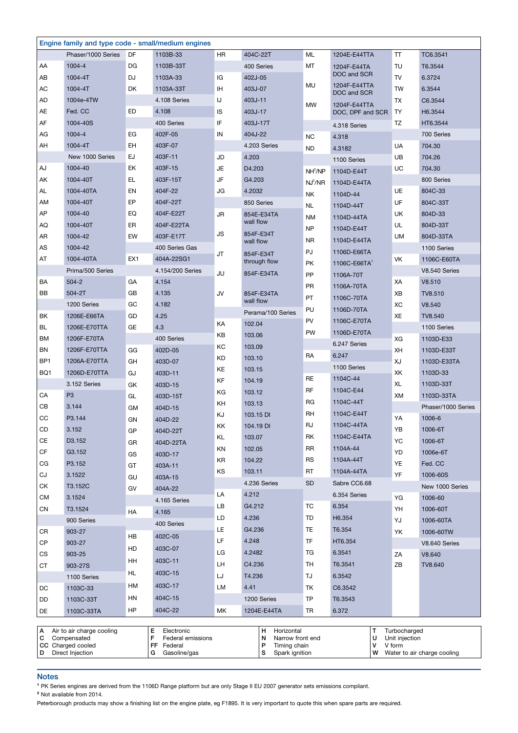## Engine family and type code - small/medium engines

| Code | Type | Code | Type | Code | Type | Code | Type | Code | Type |
|---|---|---|---|---|---|---|---|---|---|
| | Phaser/1000 Series | DF | 1103B-33 | HR | 404C-22T | ML | 1204E-E44TTA | TT | TC6.3541 |
| AA | 1004-4 | DG | 1103B-33T | | 400 Series | MT | 1204F-E44TA DOC and SCR | TU | T6.3544 |
| AB | 1004-4T | DJ | 1103A-33 | IG | 402J-05 | MU | 1204F-E44TTA DOC and SCR | TV | 6.3724 |
| AC | 1004-4T | DK | 1103A-33T | IH | 403J-07 | | | TW | 6.3544 |
| AD | 1004e-4TW | | 4.108 Series | IJ | 403J-11 | MW | 1204F-E44TTA DOC, DPF and SCR | TX | C6.3544 |
| AE | Fed. CC | ED | 4.108 | IS | 403J-17 | | | TY | H6.3544 |
| AF | 1004-40S | | 400 Series | IF | 403J-17T | | 4.318 Series | TZ | HT6.3544 |
| AG | 1004-4 | EG | 402F-05 | IN | 404J-22 | NC | 4.318 | | 700 Series |
| AH | 1004-4T | EH | 403F-07 | | 4.203 Series | ND | 4.3182 | UA | 704.30 |
| | New 1000 Series | EJ | 403F-11 | JD | 4.203 | | 1100 Series | UB | 704.26 |
| AJ | 1004-40 | EK | 403F-15 | JE | D4.203 | NH[2]/NP | 1104D-E44T | UC | 704.30 |
| AK | 1004-40T | EL | 403F-15T | JF | G4.203 | NJ[2]/NR | 1104D-E44TA | | 800 Series |
| AL | 1004-40TA | EN | 404F-22 | JG | 4.2032 | NK | 1104D-44 | UE | 804C-33 |
| AM | 1004-40T | EP | 404F-22T | | 850 Series | NL | 1104D-44T | UF | 804C-33T |
| AP | 1004-40 | EQ | 404F-E22T | JR | 854E-E34TA wall flow | NM | 1104D-44TA | UK | 804D-33 |
| AQ | 1004-40T | ER | 404F-E22TA | | | NP | 1104D-E44T | UL | 804D-33T |
| AR | 1004-42 | EW | 403F-E17T | JS | 854F-E34T wall flow | NR | 1104D-E44TA | UM | 804D-33TA |
| AS | 1004-42 | | 400 Series Gas | | | PJ | 1106D-E66TA | | 1100 Series |
| AT | 1004-40TA | EX1 | 404A-22SG1 | JT | 854F-E34T through flow | PK | 1106C-E66TA[1] | VK | 1106C-E60TA |
| | Prima/500 Series | | 4.154/200 Series | | | | | | V8.540 Series |
| BA | 504-2 | GA | 4.154 | JU | 854F-E34TA | PP | 1106A-70T | XA | V8.510 |
| BB | 504-2T | GB | 4.135 | JV | 854F-E34TA wall flow | PR | 1106A-70TA | XB | TV8.510 |
| | 1200 Series | GC | 4.182 | | | PT | 1106C-70TA | XC | V8.540 |
| BK | 1206E-E66TA | GD | 4.25 | | Perama/100 Series | PU | 1106D-70TA | XE | TV8.540 |
| BL | 1206E-E70TTA | GE | 4.3 | KA | 102.04 | PV | 1106C-E70TA | | 1100 Series |
| BM | 1206F-E70TA | | 400 Series | KB | 103.06 | PW | 1106D-E70TA | XG | 1103D-E33 |
| BN | 1206F-E70TTA | GG | 402D-05 | KC | 103.09 | | 6.247 Series | XH | 1103D-E33T |
| BP1 | 1206A-E70TTA | GH | 403D-07 | KD | 103.10 | RA | 6.247 | XJ | 1103D-E33TA |
| BQ1 | 1206D-E70TTA | GJ | 403D-11 | KE | 103.15 | | 1100 Series | XK | 1103D-33 |
| | 3.152 Series | GK | 403D-15 | KF | 104.19 | RE | 1104C-44 | XL | 1103D-33T |
| CA | P3 | GL | 403D-15T | KG | 103.12 | RF | 1104C-E44 | XM | 1103D-33TA |
| CB | 3.144 | GM | 404D-15 | KH | 103.13 | RG | 1104C-44T | | Phaser/1000 Series |
| CC | P3.144 | GN | 404D-22 | KJ | 103.15 DI | RH | 1104C-E44T | YA | 1006-6 |
| CD | 3.152 | GP | 404D-22T | KK | 104.19 DI | RJ | 1104C-44TA | YB | 1006-6T |
| CE | D3.152 | GR | 404D-22TA | KL | 103.07 | RK | 1104C-E44TA | YC | 1006-6T |
| CF | G3.152 | GS | 403D-17 | KN | 102.05 | RR | 1104A-44 | YD | 1006e-6T |
| CG | P3.152 | GT | 403A-11 | KR | 104.22 | RS | 1104A-44T | YE | Fed. CC |
| CJ | 3.1522 | GU | 403A-15 | KS | 103.11 | RT | 1104A-44TA | YF | 1006-60S |
| CK | T3.152C | GV | 404A-22 | | 4.236 Series | SD | Sabre CC6.68 | | New 1000 Series |
| CM | 3.1524 | | 4.165 Series | LA | 4.212 | | 6.354 Series | YG | 1006-60 |
| CN | T3.1524 | HA | 4.165 | LB | G4.212 | TC | 6.354 | YH | 1006-60T |
| | 900 Series | | 400 Series | LD | 4.236 | TD | H6.354 | YJ | 1006-60TA |
| CR | 903-27 | HB | 402C-05 | LE | G4.236 | TE | T6.354 | YK | 1006-60TW |
| CP | 903-27 | HD | 403C-07 | LF | 4.248 | TF | HT6.354 | | V8.640 Series |
| CS | 903-25 | HH | 403C-11 | LG | 4.2482 | TG | 6.3541 | ZA | V8.640 |
| CT | 903-27S | HL | 403C-15 | LH | C4.236 | TH | T6.3541 | ZB | TV8.640 |
| | 1100 Series | HM | 403C-17 | LJ | T4.236 | TJ | 6.3542 | | |
| DC | 1103C-33 | HN | 404C-15 | LM | 4.41 | TK | C6.3542 | | |
| DD | 1103C-33T | HP | 404C-22 | | 1200 Series | TP | T6.3543 | | |
| DE | 1103C-33TA | | | MK | 1204E-E44TA | TR | 6.372 | | |

| | | | | | | | |
|---|---|---|---|---|---|---|---|
| A | Air to air charge cooling | E | Electronic | H | Horizontal | T | Turbocharged |
| C | Compensated | F | Federal emissions | N | Narrow front end | U | Unit injection |
| CC | Charged cooled | FF | Federal | P | Timing chain | V | V form |
| D | Direct Injection | G | Gasoline/gas | S | Spark ignition | W | Water to air charge cooling |

## Notes

[1] PK Series engines are derived from the 1106D Range platform but are only Stage II EU 2007 generator sets emissions compliant.

[2] Not available from 2014.

Peterborough products may show a finishing list on the engine plate, eg F1895. It is very important to quote this when spare parts are required.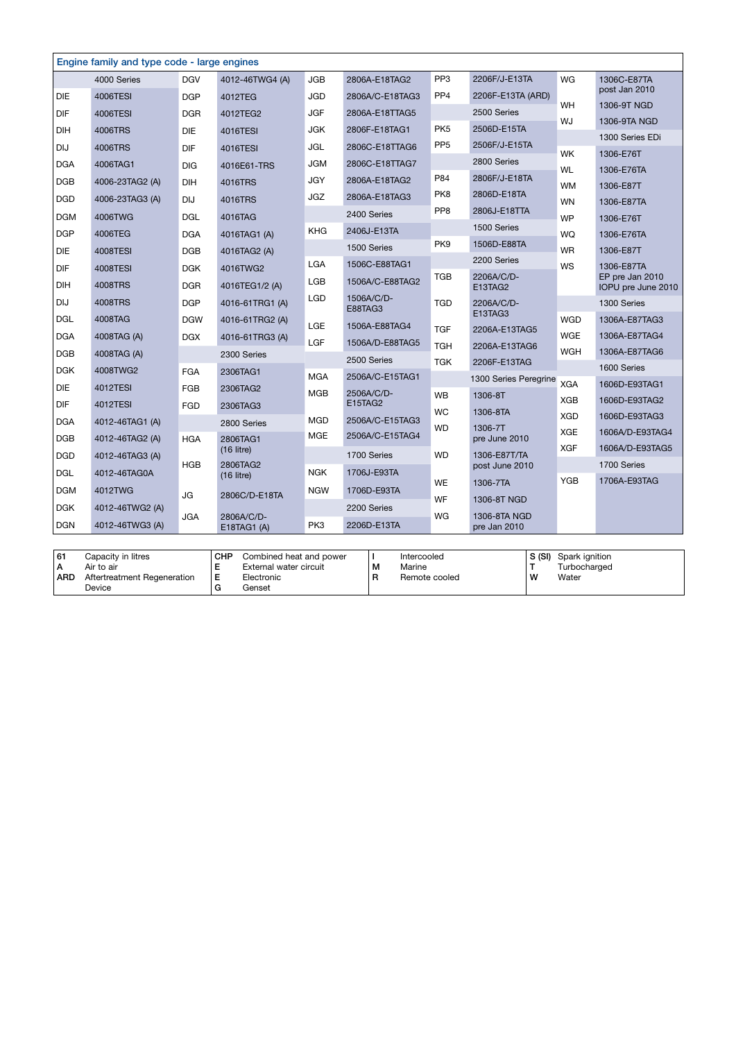## Engine family and type code - large engines

| Code | Engine | Code | Engine | Code | Engine | Code | Engine | Code | Engine |
|---|---|---|---|---|---|---|---|---|---|
| | 4000 Series | DGV | 4012-46TWG4 (A) | JGB | 2806A-E18TAG2 | PP3 | 2206F/J-E13TA | WG | 1306C-E87TA post Jan 2010 |
| DIE | 4006TESI | DGP | 4012TEG | JGD | 2806A/C-E18TAG3 | PP4 | 2206F-E13TA (ARD) | WH | 1306-9T NGD |
| DIF | 4006TESI | DGR | 4012TEG2 | JGF | 2806A-E18TTAG5 | | 2500 Series | WJ | 1306-9TA NGD |
| DIH | 4006TRS | DIE | 4016TESI | JGK | 2806F-E18TAG1 | PK5 | 2506D-E15TA | | 1300 Series EDi |
| DIJ | 4006TRS | DIF | 4016TESI | JGL | 2806C-E18TTAG6 | PP5 | 2506F/J-E15TA | WK | 1306-E76T |
| DGA | 4006TAG1 | DIG | 4016E61-TRS | JGM | 2806C-E18TTAG7 | | 2800 Series | WL | 1306-E76TA |
| DGB | 4006-23TAG2 (A) | DIH | 4016TRS | JGY | 2806A-E18TAG2 | P84 | 2806F/J-E18TA | WM | 1306-E87T |
| DGD | 4006-23TAG3 (A) | DIJ | 4016TRS | JGZ | 2806A-E18TAG3 | PK8 | 2806D-E18TA | WN | 1306-E87TA |
| DGM | 4006TWG | DGL | 4016TAG | | 2400 Series | PP8 | 2806J-E18TTA | WP | 1306-E76T |
| DGP | 4006TEG | DGA | 4016TAG1 (A) | KHG | 2406J-E13TA | | 1500 Series | WQ | 1306-E76TA |
| DIE | 4008TESI | DGB | 4016TAG2 (A) | | 1500 Series | PK9 | 1506D-E88TA | WR | 1306-E87T |
| DIF | 4008TESI | DGK | 4016TWG2 | LGA | 1506C-E88TAG1 | | 2200 Series | WS | 1306-E87TA EP pre Jan 2010 IOPU pre June 2010 |
| DIH | 4008TRS | DGR | 4016TEG1/2 (A) | LGB | 1506A/C-E88TAG2 | TGB | 2206A/C/D-E13TAG2 | | 1300 Series |
| DIJ | 4008TRS | DGP | 4016-61TRG1 (A) | LGD | 1506A/C/D-E88TAG3 | TGD | 2206A/C/D-E13TAG3 | WGD | 1306A-E87TAG3 |
| DGL | 4008TAG | DGW | 4016-61TRG2 (A) | LGE | 1506A-E88TAG4 | TGF | 2206A-E13TAG5 | WGE | 1306A-E87TAG4 |
| DGA | 4008TAG (A) | DGX | 4016-61TRG3 (A) | LGF | 1506A/D-E88TAG5 | TGH | 2206A-E13TAG6 | WGH | 1306A-E87TAG6 |
| DGB | 4008TAG (A) | | 2300 Series | | 2500 Series | TGK | 2206F-E13TAG | | 1600 Series |
| DGK | 4008TWG2 | FGA | 2306TAG1 | MGA | 2506A/C-E15TAG1 | | 1300 Series Peregrine | XGA | 1606D-E93TAG1 |
| DIE | 4012TESI | FGB | 2306TAG2 | MGB | 2506A/C/D-E15TAG2 | WB | 1306-8T | XGB | 1606D-E93TAG2 |
| DIF | 4012TESI | FGD | 2306TAG3 | MGD | 2506A/C-E15TAG3 | WC | 1306-8TA | XGD | 1606D-E93TAG3 |
| DGA | 4012-46TAG1 (A) | | 2800 Series | MGE | 2506A/C-E15TAG4 | WD | 1306-7T pre June 2010 | XGE | 1606A/D-E93TAG4 |
| DGB | 4012-46TAG2 (A) | HGA | 2806TAG1 (16 litre) | | 1700 Series | WD | 1306-E87T/TA post June 2010 | XGF | 1606A/D-E93TAG5 |
| DGD | 4012-46TAG3 (A) | HGB | 2806TAG2 (16 litre) | NGK | 1706J-E93TA | WE | 1306-7TA | | 1700 Series |
| DGL | 4012-46TAG0A | JG | 2806C/D-E18TA | NGW | 1706D-E93TA | WF | 1306-8T NGD | YGB | 1706A-E93TAG |
| DGM | 4012TWG | JGA | 2806A/C/D-E18TAG1 (A) | | 2200 Series | WG | 1306-8TA NGD pre Jan 2010 | | |
| DGK | 4012-46TWG2 (A) | | | PK3 | 2206D-E13TA | | | | |
| DGN | 4012-46TWG3 (A) | | | | | | | | |

| Code | Meaning | Code | Meaning | Code | Meaning | Code | Meaning |
|---|---|---|---|---|---|---|---|
| 61 | Capacity in litres | CHP | Combined heat and power | I | Intercooled | S (SI) | Spark ignition |
| A | Air to air | E | External water circuit | M | Marine | T | Turbocharged |
| ARD | Aftertreatment Regeneration Device | E | Electronic | R | Remote cooled | W | Water |
| | | G | Genset | | | | |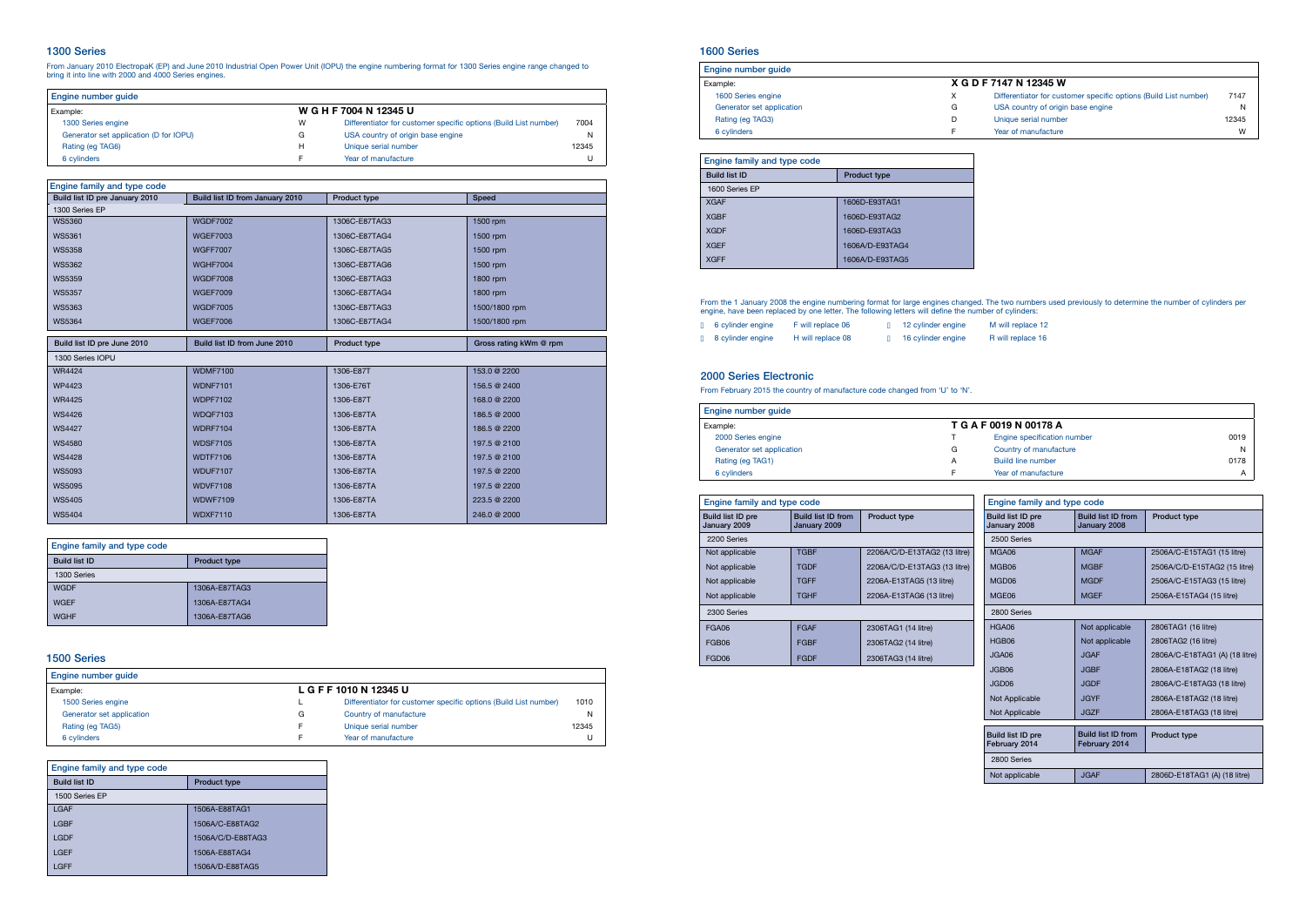## 1300 Series

From January 2010 ElectropaK (EP) and June 2010 Industrial Open Power Unit (IOPU) the engine numbering format for 1300 Series engine range changed to bring it into line with 2000 and 4000 Series engines.

| Engine number guide | | | |
|---|---|---|---|
| Example: | W G H F 7004 N 12345 U | | |
| 1300 Series engine | W | Differentiator for customer specific options (Build List number) | 7004 |
| Generator set application (D for IOPU) | G | USA country of origin base engine | N |
| Rating (eg TAG6) | H | Unique serial number | 12345 |
| 6 cylinders | F | Year of manufacture | U |

| Engine family and type code | | | |
|---|---|---|---|
| Build list ID pre January 2010 | Build list ID from January 2010 | Product type | Speed |
| 1300 Series EP | | | |
| WS5360 | WGDF7002 | 1306C-E87TAG3 | 1500 rpm |
| WS5361 | WGEF7003 | 1306C-E87TAG4 | 1500 rpm |
| WS5358 | WGFF7007 | 1306C-E87TAG5 | 1500 rpm |
| WS5362 | WGHF7004 | 1306C-E87TAG6 | 1500 rpm |
| WS5359 | WGDF7008 | 1306C-E87TAG3 | 1800 rpm |
| WS5357 | WGEF7009 | 1306C-E87TAG4 | 1800 rpm |
| WS5363 | WGDF7005 | 1306C-E87TAG3 | 1500/1800 rpm |
| WS5364 | WGEF7006 | 1306C-E87TAG4 | 1500/1800 rpm |

| Build list ID pre June 2010 | Build list ID from June 2010 | Product type | Gross rating kWm @ rpm |
|---|---|---|---|
| 1300 Series IOPU | | | |
| WR4424 | WDMF7100 | 1306-E87T | 153.0 @ 2200 |
| WP4423 | WDNF7101 | 1306-E76T | 156.5 @ 2400 |
| WR4425 | WDPF7102 | 1306-E87T | 168.0 @ 2200 |
| WS4426 | WDQF7103 | 1306-E87TA | 186.5 @ 2000 |
| WS4427 | WDRF7104 | 1306-E87TA | 186.5 @ 2200 |
| WS4580 | WDSF7105 | 1306-E87TA | 197.5 @ 2100 |
| WS4428 | WDTF7106 | 1306-E87TA | 197.5 @ 2100 |
| WS5093 | WDUF7107 | 1306-E87TA | 197.5 @ 2200 |
| WS5095 | WDVF7108 | 1306-E87TA | 197.5 @ 2200 |
| WS5405 | WDWF7109 | 1306-E87TA | 223.5 @ 2200 |
| WS5404 | WDXF7110 | 1306-E87TA | 246.0 @ 2000 |

| Engine family and type code | |
|---|---|
| Build list ID | Product type |
| 1300 Series | |
| WGDF | 1306A-E87TAG3 |
| WGEF | 1306A-E87TAG4 |
| WGHF | 1306A-E87TAG6 |

## 1500 Series

| Engine number guide | | | |
|---|---|---|---|
| Example: | L G F F 1010 N 12345 U | | |
| 1500 Series engine | L | Differentiator for customer specific options (Build List number) | 1010 |
| Generator set application | G | Country of manufacture | N |
| Rating (eg TAG5) | F | Unique serial number | 12345 |
| 6 cylinders | F | Year of manufacture | U |

| Engine family and type code | |
|---|---|
| Build list ID | Product type |
| 1500 Series EP | |
| LGAF | 1506A-E88TAG1 |
| LGBF | 1506A/C-E88TAG2 |
| LGDF | 1506A/C/D-E88TAG3 |
| LGEF | 1506A-E88TAG4 |
| LGFF | 1506A/D-E88TAG5 |

## 1600 Series

| Engine number guide | | | |
|---|---|---|---|
| Example: | X G D F 7147 N 12345 W | | |
| 1600 Series engine | X | Differentiator for customer specific options (Build List number) | 7147 |
| Generator set application | G | USA country of origin base engine | N |
| Rating (eg TAG3) | D | Unique serial number | 12345 |
| 6 cylinders | F | Year of manufacture | W |

| Engine family and type code | |
|---|---|
| Build list ID | Product type |
| 1600 Series EP | |
| XGAF | 1606D-E93TAG1 |
| XGBF | 1606D-E93TAG2 |
| XGDF | 1606D-E93TAG3 |
| XGEF | 1606A/D-E93TAG4 |
| XGFF | 1606A/D-E93TAG5 |

From the 1 January 2008 the engine numbering format for large engines changed. The two numbers used previously to determine the number of cylinders per engine, have been replaced by one letter. The following letters will define the number of cylinders:

- 6 cylinder engine — F will replace 06
- 8 cylinder engine — H will replace 08
- 12 cylinder engine — M will replace 12
- 16 cylinder engine — R will replace 16

## 2000 Series Electronic

From February 2015 the country of manufacture code changed from 'U' to 'N'.

| Engine number guide | | | |
|---|---|---|---|
| Example: | T G A F 0019 N 00178 A | | |
| 2000 Series engine | T | Engine specification number | 0019 |
| Generator set application | G | Country of manufacture | N |
| Rating (eg TAG1) | A | Build line number | 0178 |
| 6 cylinders | F | Year of manufacture | A |

| Engine family and type code | | |
|---|---|---|
| Build list ID pre January 2009 | Build list ID from January 2009 | Product type |
| 2200 Series | | |
| Not applicable | TGBF | 2206A/C/D-E13TAG2 (13 litre) |
| Not applicable | TGDF | 2206A/C/D-E13TAG3 (13 litre) |
| Not applicable | TGFF | 2206A-E13TAG5 (13 litre) |
| Not applicable | TGHF | 2206A-E13TAG6 (13 litre) |
| 2300 Series | | |
| FGA06 | FGAF | 2306TAG1 (14 litre) |
| FGB06 | FGBF | 2306TAG2 (14 litre) |
| FGD06 | FGDF | 2306TAG3 (14 litre) |

| Engine family and type code | | |
|---|---|---|
| Build list ID pre January 2008 | Build list ID from January 2008 | Product type |
| 2500 Series | | |
| MGA06 | MGAF | 2506A/C-E15TAG1 (15 litre) |
| MGB06 | MGBF | 2506A/C/D-E15TAG2 (15 litre) |
| MGD06 | MGDF | 2506A/C-E15TAG3 (15 litre) |
| MGE06 | MGEF | 2506A-E15TAG4 (15 litre) |
| 2800 Series | | |
| HGA06 | Not applicable | 2806TAG1 (16 litre) |
| HGB06 | Not applicable | 2806TAG2 (16 litre) |
| JGA06 | JGAF | 2806A/C-E18TAG1 (A) (18 litre) |
| JGB06 | JGBF | 2806A-E18TAG2 (18 litre) |
| JGD06 | JGDF | 2806A/C-E18TAG3 (18 litre) |
| Not Applicable | JGYF | 2806A-E18TAG2 (18 litre) |
| Not Applicable | JGZF | 2806A-E18TAG3 (18 litre) |

| Build list ID pre February 2014 | Build list ID from February 2014 | Product type |
|---|---|---|
| 2800 Series | | |
| Not applicable | JGAF | 2806D-E18TAG1 (A) (18 litre) |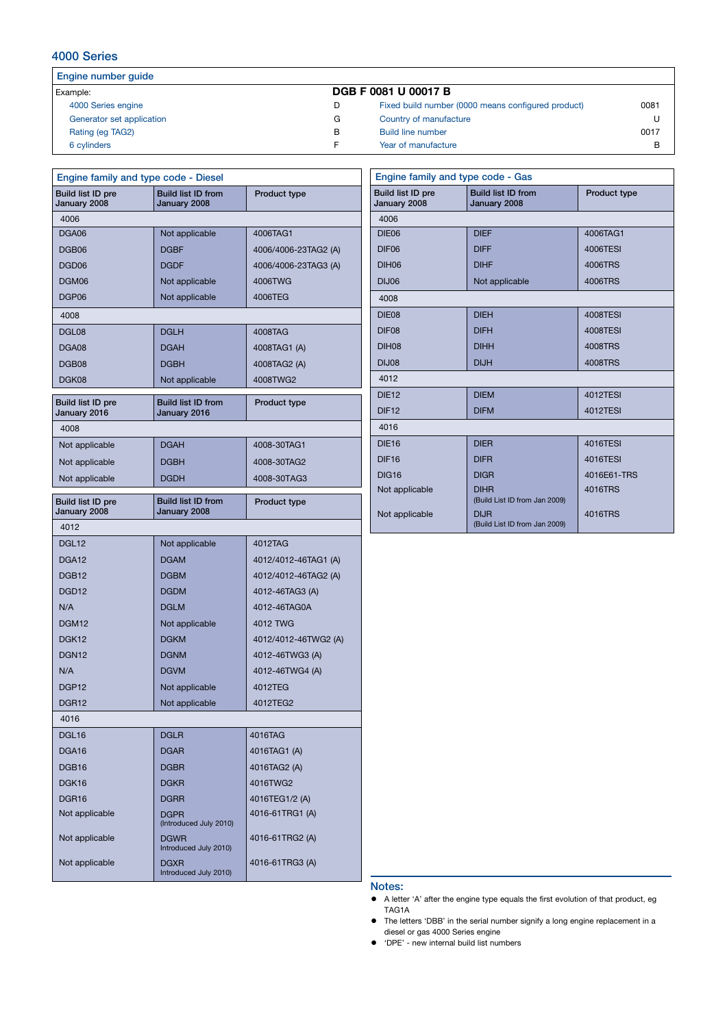## 4000 Series

### Engine number guide

| Example: | DGB F 0081 U 00017 B | | |
|---|---|---|---|
| 4000 Series engine | D | Fixed build number (0000 means configured product) | 0081 |
| Generator set application | G | Country of manufacture | U |
| Rating (eg TAG2) | B | Build line number | 0017 |
| 6 cylinders | F | Year of manufacture | B |

### Engine family and type code - Diesel

| Build list ID pre January 2008 | Build list ID from January 2008 | Product type |
|---|---|---|
| **4006** | | |
| DGA06 | Not applicable | 4006TAG1 |
| DGB06 | DGBF | 4006/4006-23TAG2 (A) |
| DGD06 | DGDF | 4006/4006-23TAG3 (A) |
| DGM06 | Not applicable | 4006TWG |
| DGP06 | Not applicable | 4006TEG |
| **4008** | | |
| DGL08 | DGLH | 4008TAG |
| DGA08 | DGAH | 4008TAG1 (A) |
| DGB08 | DGBH | 4008TAG2 (A) |
| DGK08 | Not applicable | 4008TWG2 |

| Build list ID pre January 2016 | Build list ID from January 2016 | Product type |
|---|---|---|
| **4008** | | |
| Not applicable | DGAH | 4008-30TAG1 |
| Not applicable | DGBH | 4008-30TAG2 |
| Not applicable | DGDH | 4008-30TAG3 |

| Build list ID pre January 2008 | Build list ID from January 2008 | Product type |
|---|---|---|
| **4012** | | |
| DGL12 | Not applicable | 4012TAG |
| DGA12 | DGAM | 4012/4012-46TAG1 (A) |
| DGB12 | DGBM | 4012/4012-46TAG2 (A) |
| DGD12 | DGDM | 4012-46TAG3 (A) |
| N/A | DGLM | 4012-46TAG0A |
| DGM12 | Not applicable | 4012 TWG |
| DGK12 | DGKM | 4012/4012-46TWG2 (A) |
| DGN12 | DGNM | 4012-46TWG3 (A) |
| N/A | DGVM | 4012-46TWG4 (A) |
| DGP12 | Not applicable | 4012TEG |
| DGR12 | Not applicable | 4012TEG2 |
| **4016** | | |
| DGL16 | DGLR | 4016TAG |
| DGA16 | DGAR | 4016TAG1 (A) |
| DGB16 | DGBR | 4016TAG2 (A) |
| DGK16 | DGKR | 4016TWG2 |
| DGR16 | DGRR | 4016TEG1/2 (A) |
| Not applicable | DGPR (Introduced July 2010) | 4016-61TRG1 (A) |
| Not applicable | DGWR Introduced July 2010) | 4016-61TRG2 (A) |
| Not applicable | DGXR Introduced July 2010) | 4016-61TRG3 (A) |

### Engine family and type code - Gas

| Build list ID pre January 2008 | Build list ID from January 2008 | Product type |
|---|---|---|
| **4006** | | |
| DIE06 | DIEF | 4006TAG1 |
| DIF06 | DIFF | 4006TESI |
| DIH06 | DIHF | 4006TRS |
| DIJ06 | Not applicable | 4006TRS |
| **4008** | | |
| DIE08 | DIEH | 4008TESI |
| DIF08 | DIFH | 4008TESI |
| DIH08 | DIHH | 4008TRS |
| DIJ08 | DIJH | 4008TRS |
| **4012** | | |
| DIE12 | DIEM | 4012TESI |
| DIF12 | DIFM | 4012TESI |
| **4016** | | |
| DIE16 | DIER | 4016TESI |
| DIF16 | DIFR | 4016TESI |
| DIG16 | DIGR | 4016E61-TRS |
| Not applicable | DIHR (Build List ID from Jan 2009) | 4016TRS |
| Not applicable | DIJR (Build List ID from Jan 2009) | 4016TRS |

### Notes:

- A letter 'A' after the engine type equals the first evolution of that product, eg TAG1A
- The letters 'DBB' in the serial number signify a long engine replacement in a diesel or gas 4000 Series engine
- 'DPE' - new internal build list numbers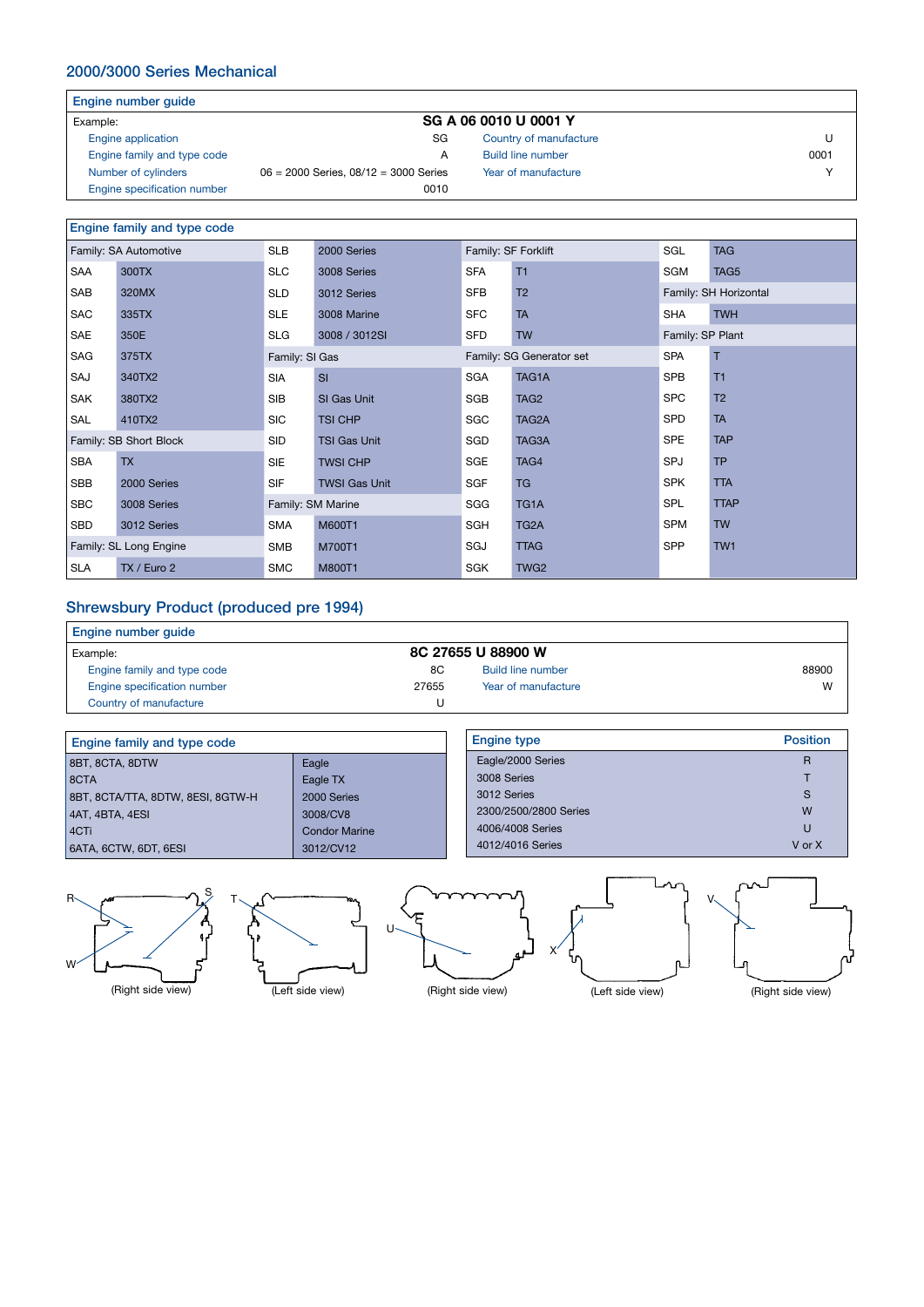## 2000/3000 Series Mechanical

**Engine number guide**

Example: **SG A 06 0010 U 0001 Y**

| | | | |
|---|---|---|---|
| Engine application | SG | Country of manufacture | U |
| Engine family and type code | A | Build line number | 0001 |
| Number of cylinders | 06 = 2000 Series, 08/12 = 3000 Series | Year of manufacture | Y |
| Engine specification number | 0010 | | |

**Engine family and type code**

| | | | | | | | |
|---|---|---|---|---|---|---|---|
| Family: SA Automotive | | SLB | 2000 Series | Family: SF Forklift | | SGL | TAG |
| SAA | 300TX | SLC | 3008 Series | SFA | T1 | SGM | TAG5 |
| SAB | 320MX | SLD | 3012 Series | SFB | T2 | Family: SH Horizontal | |
| SAC | 335TX | SLE | 3008 Marine | SFC | TA | SHA | TWH |
| SAE | 350E | SLG | 3008 / 3012SI | SFD | TW | Family: SP Plant | |
| SAG | 375TX | Family: SI Gas | | Family: SG Generator set | | SPA | T |
| SAJ | 340TX2 | SIA | SI | SGA | TAG1A | SPB | T1 |
| SAK | 380TX2 | SIB | SI Gas Unit | SGB | TAG2 | SPC | T2 |
| SAL | 410TX2 | SIC | TSI CHP | SGC | TAG2A | SPD | TA |
| Family: SB Short Block | | SID | TSI Gas Unit | SGD | TAG3A | SPE | TAP |
| SBA | TX | SIE | TWSI CHP | SGE | TAG4 | SPJ | TP |
| SBB | 2000 Series | SIF | TWSI Gas Unit | SGF | TG | SPK | TTA |
| SBC | 3008 Series | Family: SM Marine | | SGG | TG1A | SPL | TTAP |
| SBD | 3012 Series | SMA | M600T1 | SGH | TG2A | SPM | TW |
| Family: SL Long Engine | | SMB | M700T1 | SGJ | TTAG | SPP | TW1 |
| SLA | TX / Euro 2 | SMC | M800T1 | SGK | TWG2 | | |

## Shrewsbury Product (produced pre 1994)

**Engine number guide**

Example: **8C 27655 U 88900 W**

| | | | |
|---|---|---|---|
| Engine family and type code | 8C | Build line number | 88900 |
| Engine specification number | 27655 | Year of manufacture | W |
| Country of manufacture | U | | |

**Engine family and type code**

| | |
|---|---|
| 8BT, 8CTA, 8DTW | Eagle |
| 8CTA | Eagle TX |
| 8BT, 8CTA/TTA, 8DTW, 8ESI, 8GTW-H | 2000 Series |
| 4AT, 4BTA, 4ESI | 3008/CV8 |
| 4CTi | Condor Marine |
| 6ATA, 6CTW, 6DT, 6ESI | 3012/CV12 |

| Engine type | Position |
|---|---|
| Eagle/2000 Series | R |
| 3008 Series | T |
| 3012 Series | S |
| 2300/2500/2800 Series | W |
| 4006/4008 Series | U |
| 4012/4016 Series | V or X |

(Right side view) (Left side view) (Right side view) (Left side view) (Right side view)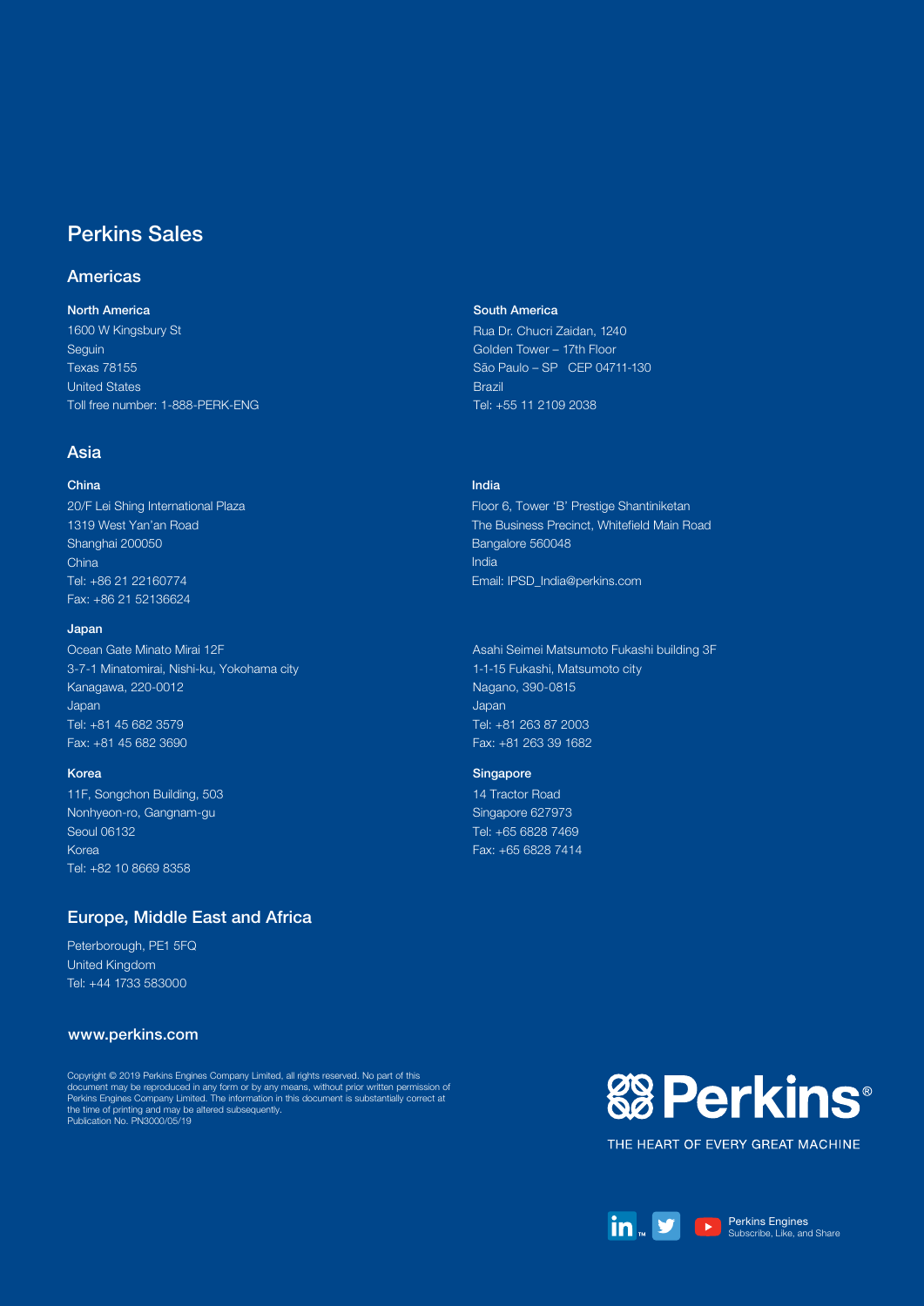# Perkins Sales

## Americas

### North America

1600 W Kingsbury St
Seguin
Texas 78155
United States
Toll free number: 1-888-PERK-ENG

### South America

Rua Dr. Chucri Zaidan, 1240
Golden Tower – 17th Floor
São Paulo – SP CEP 04711-130
Brazil
Tel: +55 11 2109 2038

## Asia

### China

20/F Lei Shing International Plaza
1319 West Yan'an Road
Shanghai 200050
China
Tel: +86 21 22160774
Fax: +86 21 52136624

### India

Floor 6, Tower 'B' Prestige Shantiniketan
The Business Precinct, Whitefield Main Road
Bangalore 560048
India
Email: IPSD_India@perkins.com

### Japan

Ocean Gate Minato Mirai 12F
3-7-1 Minatomirai, Nishi-ku, Yokohama city
Kanagawa, 220-0012
Japan
Tel: +81 45 682 3579
Fax: +81 45 682 3690

Asahi Seimei Matsumoto Fukashi building 3F
1-1-15 Fukashi, Matsumoto city
Nagano, 390-0815
Japan
Tel: +81 263 87 2003
Fax: +81 263 39 1682

### Korea

11F, Songchon Building, 503
Nonhyeon-ro, Gangnam-gu
Seoul 06132
Korea
Tel: +82 10 8669 8358

### Singapore

14 Tractor Road
Singapore 627973
Tel: +65 6828 7469
Fax: +65 6828 7414

## Europe, Middle East and Africa

Peterborough, PE1 5FQ
United Kingdom
Tel: +44 1733 583000

**www.perkins.com**

Copyright © 2019 Perkins Engines Company Limited, all rights reserved. No part of this document may be reproduced in any form or by any means, without prior written permission of Perkins Engines Company Limited. The information in this document is substantially correct at the time of printing and may be altered subsequently.
Publication No. PN3000/05/19

Perkins®

THE HEART OF EVERY GREAT MACHINE

Perkins Engines
Subscribe, Like, and Share